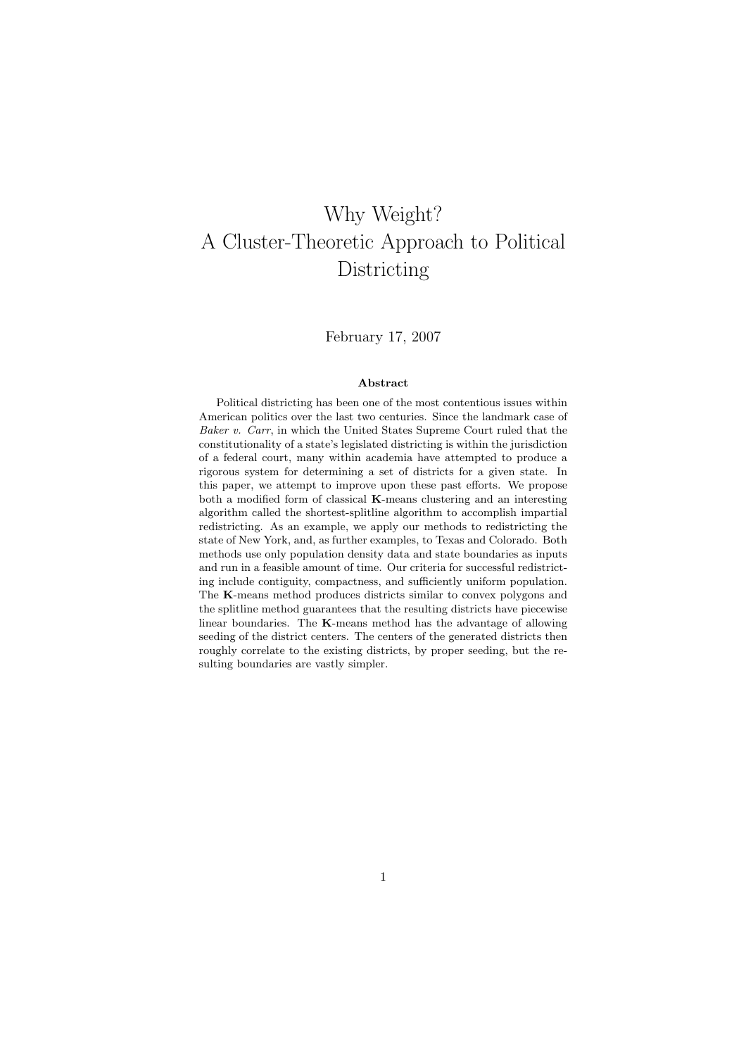# Why Weight?
# A Cluster-Theoretic Approach to Political Districting

February 17, 2007

### Abstract

Political districting has been one of the most contentious issues within American politics over the last two centuries. Since the landmark case of *Baker v. Carr*, in which the United States Supreme Court ruled that the constitutionality of a state's legislated districting is within the jurisdiction of a federal court, many within academia have attempted to produce a rigorous system for determining a set of districts for a given state. In this paper, we attempt to improve upon these past efforts. We propose both a modified form of classical **K**-means clustering and an interesting algorithm called the shortest-splitline algorithm to accomplish impartial redistricting. As an example, we apply our methods to redistricting the state of New York, and, as further examples, to Texas and Colorado. Both methods use only population density data and state boundaries as inputs and run in a feasible amount of time. Our criteria for successful redistricting include contiguity, compactness, and sufficiently uniform population. The **K**-means method produces districts similar to convex polygons and the splitline method guarantees that the resulting districts have piecewise linear boundaries. The **K**-means method has the advantage of allowing seeding of the district centers. The centers of the generated districts then roughly correlate to the existing districts, by proper seeding, but the resulting boundaries are vastly simpler.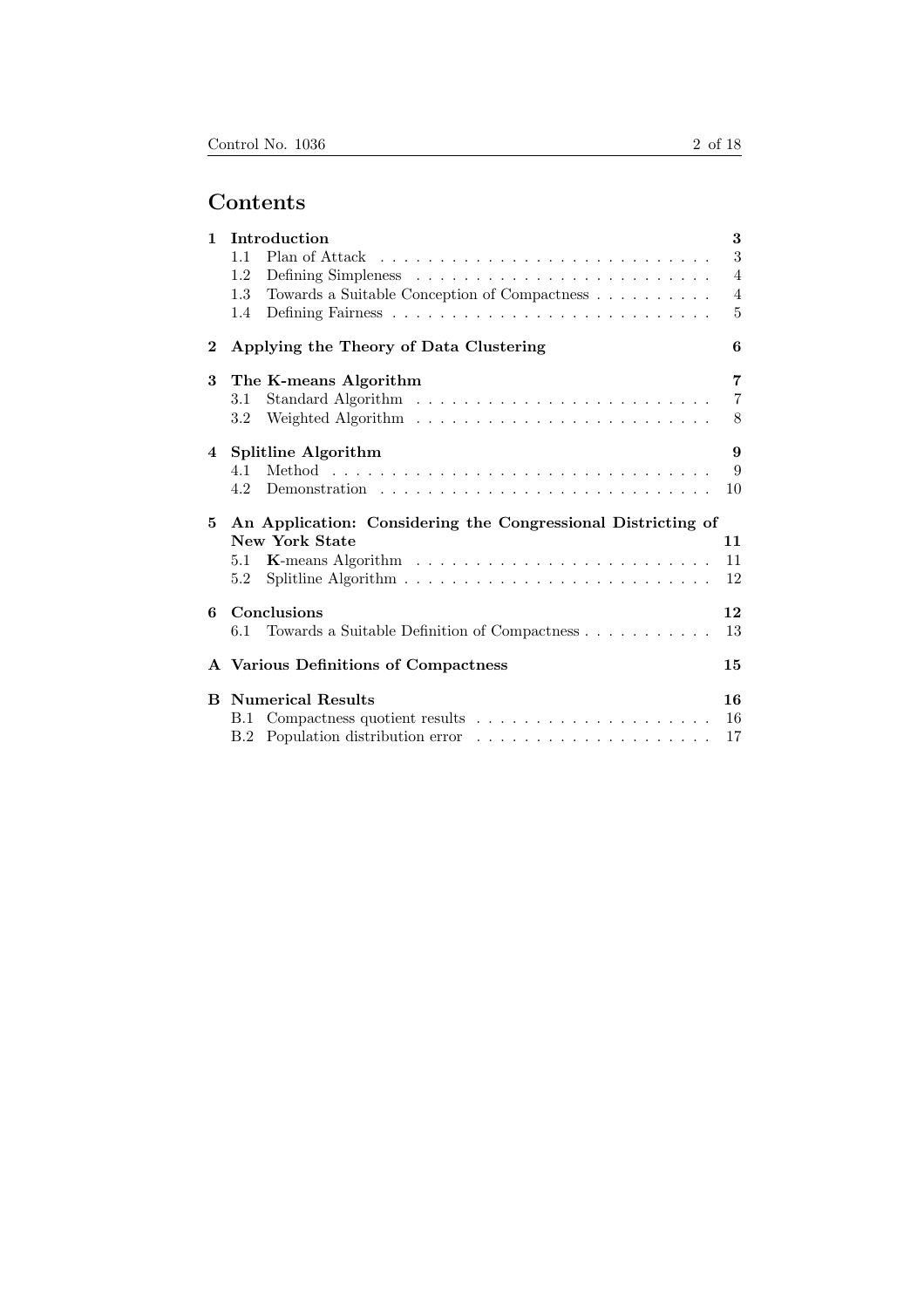# Contents

| | | |
|---|---|---|
| **1** | **Introduction** | **3** |
| | 1.1 Plan of Attack | 3 |
| | 1.2 Defining Simpleness | 4 |
| | 1.3 Towards a Suitable Conception of Compactness | 4 |
| | 1.4 Defining Fairness | 5 |
| **2** | **Applying the Theory of Data Clustering** | **6** |
| **3** | **The K-means Algorithm** | **7** |
| | 3.1 Standard Algorithm | 7 |
| | 3.2 Weighted Algorithm | 8 |
| **4** | **Splitline Algorithm** | **9** |
| | 4.1 Method | 9 |
| | 4.2 Demonstration | 10 |
| **5** | **An Application: Considering the Congressional Districting of New York State** | **11** |
| | 5.1 **K**-means Algorithm | 11 |
| | 5.2 Splitline Algorithm | 12 |
| **6** | **Conclusions** | **12** |
| | 6.1 Towards a Suitable Definition of Compactness | 13 |
| **A** | **Various Definitions of Compactness** | **15** |
| **B** | **Numerical Results** | **16** |
| | B.1 Compactness quotient results | 16 |
| | B.2 Population distribution error | 17 |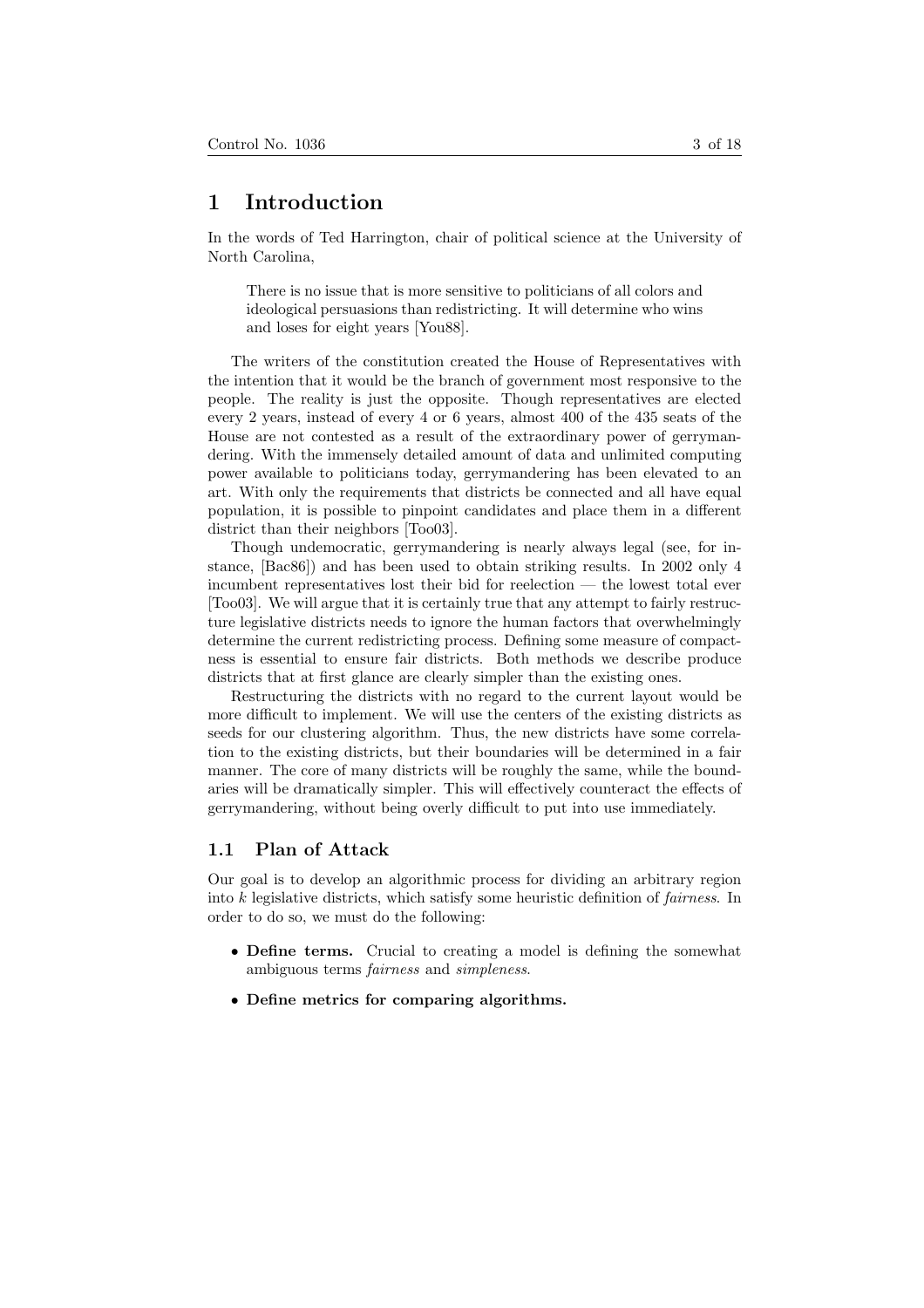# 1 Introduction

In the words of Ted Harrington, chair of political science at the University of North Carolina,

> There is no issue that is more sensitive to politicians of all colors and ideological persuasions than redistricting. It will determine who wins and loses for eight years [You88].

The writers of the constitution created the House of Representatives with the intention that it would be the branch of government most responsive to the people. The reality is just the opposite. Though representatives are elected every 2 years, instead of every 4 or 6 years, almost 400 of the 435 seats of the House are not contested as a result of the extraordinary power of gerrymandering. With the immensely detailed amount of data and unlimited computing power available to politicians today, gerrymandering has been elevated to an art. With only the requirements that districts be connected and all have equal population, it is possible to pinpoint candidates and place them in a different district than their neighbors [Too03].

Though undemocratic, gerrymandering is nearly always legal (see, for instance, [Bac86]) and has been used to obtain striking results. In 2002 only 4 incumbent representatives lost their bid for reelection — the lowest total ever [Too03]. We will argue that it is certainly true that any attempt to fairly restructure legislative districts needs to ignore the human factors that overwhelmingly determine the current redistricting process. Defining some measure of compactness is essential to ensure fair districts. Both methods we describe produce districts that at first glance are clearly simpler than the existing ones.

Restructuring the districts with no regard to the current layout would be more difficult to implement. We will use the centers of the existing districts as seeds for our clustering algorithm. Thus, the new districts have some correlation to the existing districts, but their boundaries will be determined in a fair manner. The core of many districts will be roughly the same, while the boundaries will be dramatically simpler. This will effectively counteract the effects of gerrymandering, without being overly difficult to put into use immediately.

## 1.1 Plan of Attack

Our goal is to develop an algorithmic process for dividing an arbitrary region into $k$ legislative districts, which satisfy some heuristic definition of *fairness*. In order to do so, we must do the following:

- **Define terms.** Crucial to creating a model is defining the somewhat ambiguous terms *fairness* and *simpleness*.
- **Define metrics for comparing algorithms.**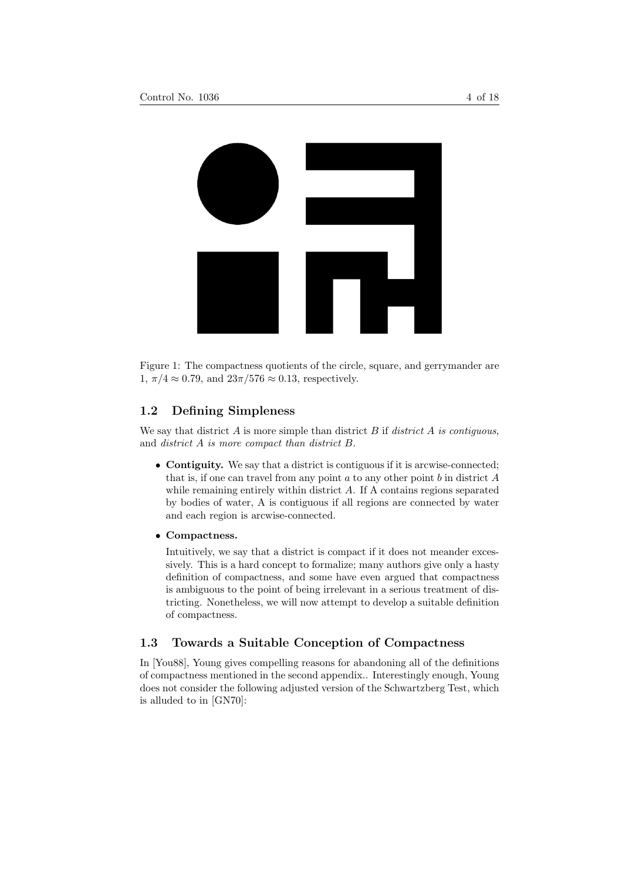Figure 1: The compactness quotients of the circle, square, and gerrymander are 1, $\pi/4 \approx 0.79$, and $23\pi/576 \approx 0.13$, respectively.

## 1.2 Defining Simpleness

We say that district $A$ is more simple than district $B$ if *district $A$ is contiguous*, and *district $A$ is more compact than district $B$*.

- **Contiguity.** We say that a district is contiguous if it is arcwise-connected; that is, if one can travel from any point $a$ to any other point $b$ in district $A$ while remaining entirely within district $A$. If A contains regions separated by bodies of water, A is contiguous if all regions are connected by water and each region is arcwise-connected.

- **Compactness.**

  Intuitively, we say that a district is compact if it does not meander excessively. This is a hard concept to formalize; many authors give only a hasty definition of compactness, and some have even argued that compactness is ambiguous to the point of being irrelevant in a serious treatment of districting. Nonetheless, we will now attempt to develop a suitable definition of compactness.

## 1.3 Towards a Suitable Conception of Compactness

In [You88], Young gives compelling reasons for abandoning all of the definitions of compactness mentioned in the second appendix.. Interestingly enough, Young does not consider the following adjusted version of the Schwartzberg Test, which is alluded to in [GN70]: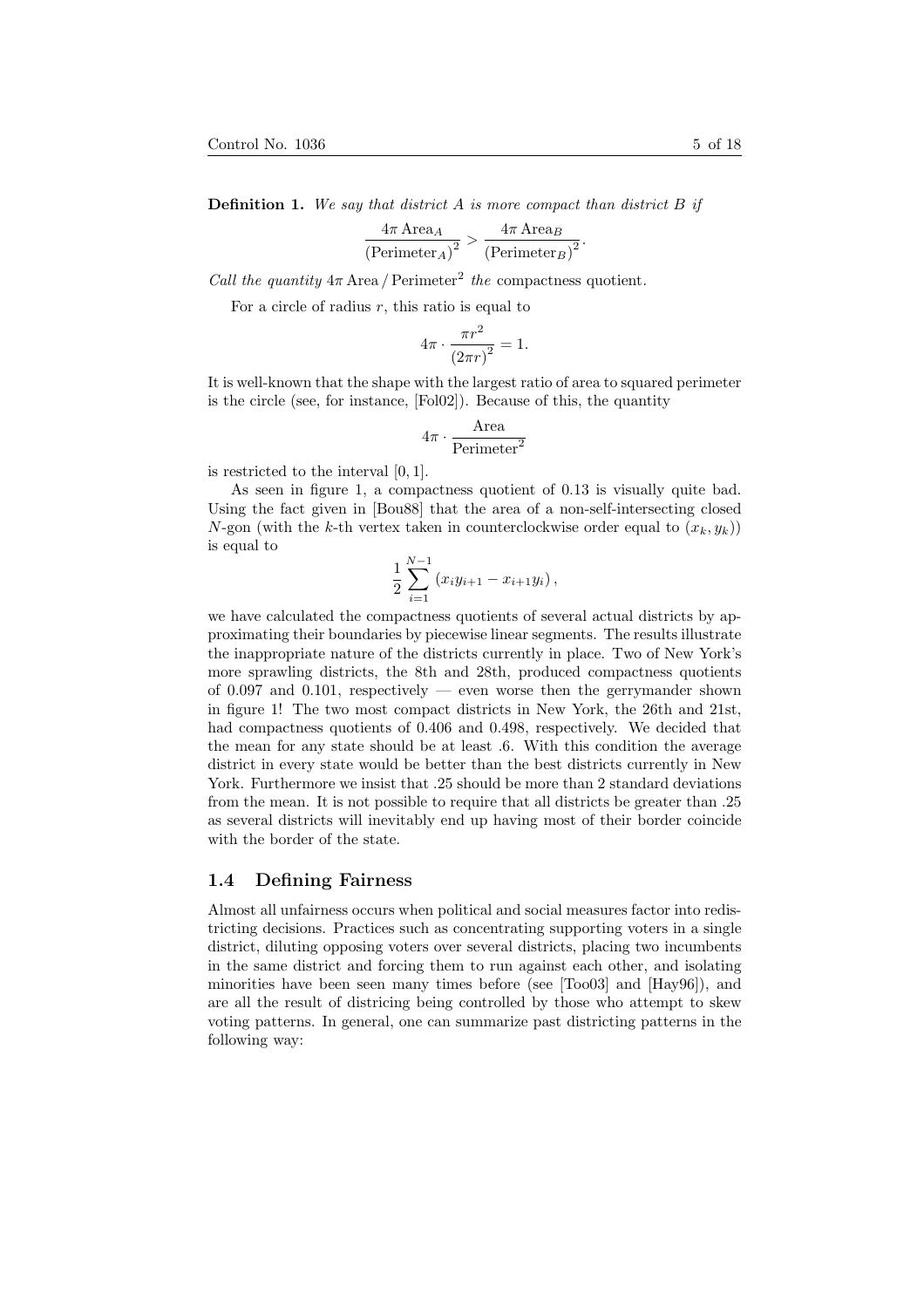**Definition 1.** *We say that district A is more compact than district B if*

$$\frac{4\pi \, \text{Area}_A}{(\text{Perimeter}_A)^2} > \frac{4\pi \, \text{Area}_B}{(\text{Perimeter}_B)^2}.$$

*Call the quantity* $4\pi \, \text{Area} / \text{Perimeter}^2$ *the* compactness quotient.

For a circle of radius $r$, this ratio is equal to

$$4\pi \cdot \frac{\pi r^2}{(2\pi r)^2} = 1.$$

It is well-known that the shape with the largest ratio of area to squared perimeter is the circle (see, for instance, [Fol02]). Because of this, the quantity

$$4\pi \cdot \frac{\text{Area}}{\text{Perimeter}^2}$$

is restricted to the interval $[0, 1]$.

As seen in figure 1, a compactness quotient of 0.13 is visually quite bad. Using the fact given in [Bou88] that the area of a non-self-intersecting closed $N$-gon (with the $k$-th vertex taken in counterclockwise order equal to $(x_k, y_k)$) is equal to

$$\frac{1}{2} \sum_{i=1}^{N-1} (x_i y_{i+1} - x_{i+1} y_i),$$

we have calculated the compactness quotients of several actual districts by approximating their boundaries by piecewise linear segments. The results illustrate the inappropriate nature of the districts currently in place. Two of New York's more sprawling districts, the 8th and 28th, produced compactness quotients of 0.097 and 0.101, respectively — even worse then the gerrymander shown in figure 1! The two most compact districts in New York, the 26th and 21st, had compactness quotients of 0.406 and 0.498, respectively. We decided that the mean for any state should be at least .6. With this condition the average district in every state would be better than the best districts currently in New York. Furthermore we insist that .25 should be more than 2 standard deviations from the mean. It is not possible to require that all districts be greater than .25 as several districts will inevitably end up having most of their border coincide with the border of the state.

## 1.4 Defining Fairness

Almost all unfairness occurs when political and social measures factor into redistricting decisions. Practices such as concentrating supporting voters in a single district, diluting opposing voters over several districts, placing two incumbents in the same district and forcing them to run against each other, and isolating minorities have been seen many times before (see [Too03] and [Hay96]), and are all the result of districing being controlled by those who attempt to skew voting patterns. In general, one can summarize past districting patterns in the following way: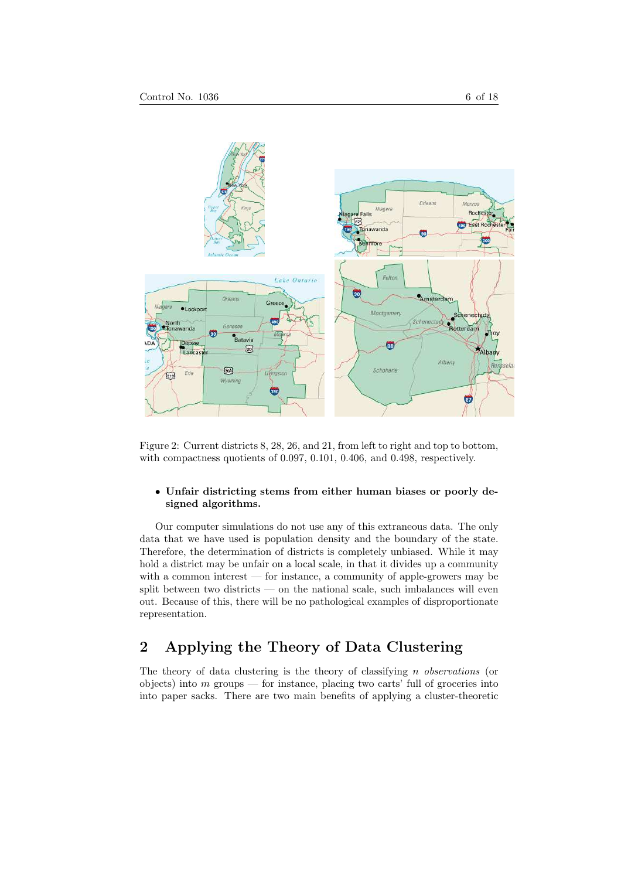Figure 2: Current districts 8, 28, 26, and 21, from left to right and top to bottom, with compactness quotients of 0.097, 0.101, 0.406, and 0.498, respectively.

- **Unfair districting stems from either human biases or poorly designed algorithms.**

Our computer simulations do not use any of this extraneous data. The only data that we have used is population density and the boundary of the state. Therefore, the determination of districts is completely unbiased. While it may hold a district may be unfair on a local scale, in that it divides up a community with a common interest — for instance, a community of apple-growers may be split between two districts — on the national scale, such imbalances will even out. Because of this, there will be no pathological examples of disproportionate representation.

## 2 Applying the Theory of Data Clustering

The theory of data clustering is the theory of classifying $n$ *observations* (or objects) into $m$ groups — for instance, placing two carts' full of groceries into into paper sacks. There are two main benefits of applying a cluster-theoretic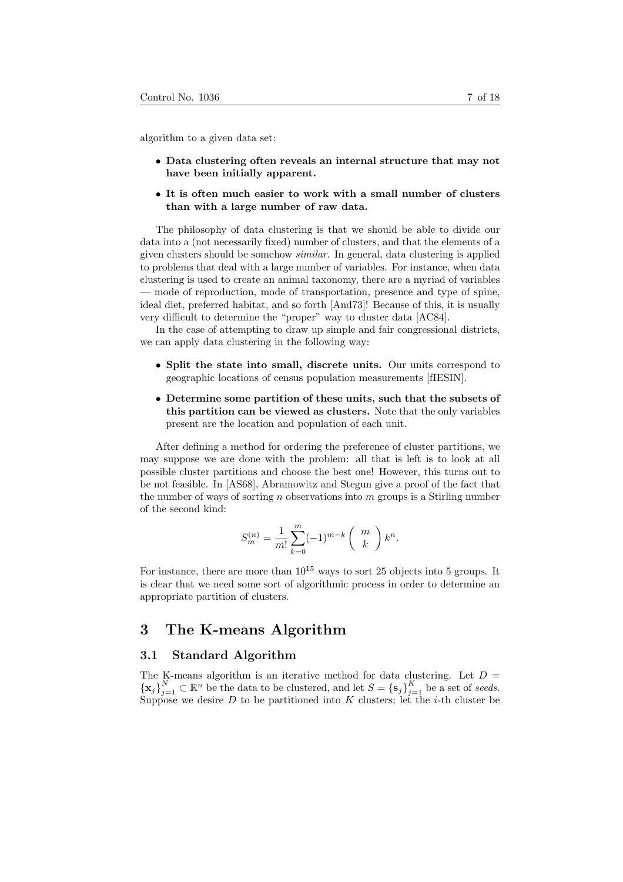algorithm to a given data set:

- **Data clustering often reveals an internal structure that may not have been initially apparent.**
- **It is often much easier to work with a small number of clusters than with a large number of raw data.**

The philosophy of data clustering is that we should be able to divide our data into a (not necessarily fixed) number of clusters, and that the elements of a given clusters should be somehow *similar*. In general, data clustering is applied to problems that deal with a large number of variables. For instance, when data clustering is used to create an animal taxonomy, there are a myriad of variables — mode of reproduction, mode of transportation, presence and type of spine, ideal diet, preferred habitat, and so forth [And73]! Because of this, it is usually very difficult to determine the "proper" way to cluster data [AC84].

In the case of attempting to draw up simple and fair congressional districts, we can apply data clustering in the following way:

- **Split the state into small, discrete units.** Our units correspond to geographic locations of census population measurements [fIESIN].
- **Determine some partition of these units, such that the subsets of this partition can be viewed as clusters.** Note that the only variables present are the location and population of each unit.

After defining a method for ordering the preference of cluster partitions, we may suppose we are done with the problem: all that is left is to look at all possible cluster partitions and choose the best one! However, this turns out to be not feasible. In [AS68], Abramowitz and Stegun give a proof of the fact that the number of ways of sorting $n$ observations into $m$ groups is a Stirling number of the second kind:

$$S_m^{(n)} = \frac{1}{m!} \sum_{k=0}^{m} (-1)^{m-k} \binom{m}{k} k^n.$$

For instance, there are more than $10^{15}$ ways to sort 25 objects into 5 groups. It is clear that we need some sort of algorithmic process in order to determine an appropriate partition of clusters.

# 3 The K-means Algorithm

## 3.1 Standard Algorithm

The K-means algorithm is an iterative method for data clustering. Let $D = \{\mathbf{x}_j\}_{j=1}^{N} \subset \mathbb{R}^n$ be the data to be clustered, and let $S = \{\mathbf{s}_j\}_{j=1}^{K}$ be a set of *seeds*. Suppose we desire $D$ to be partitioned into $K$ clusters; let the $i$-th cluster be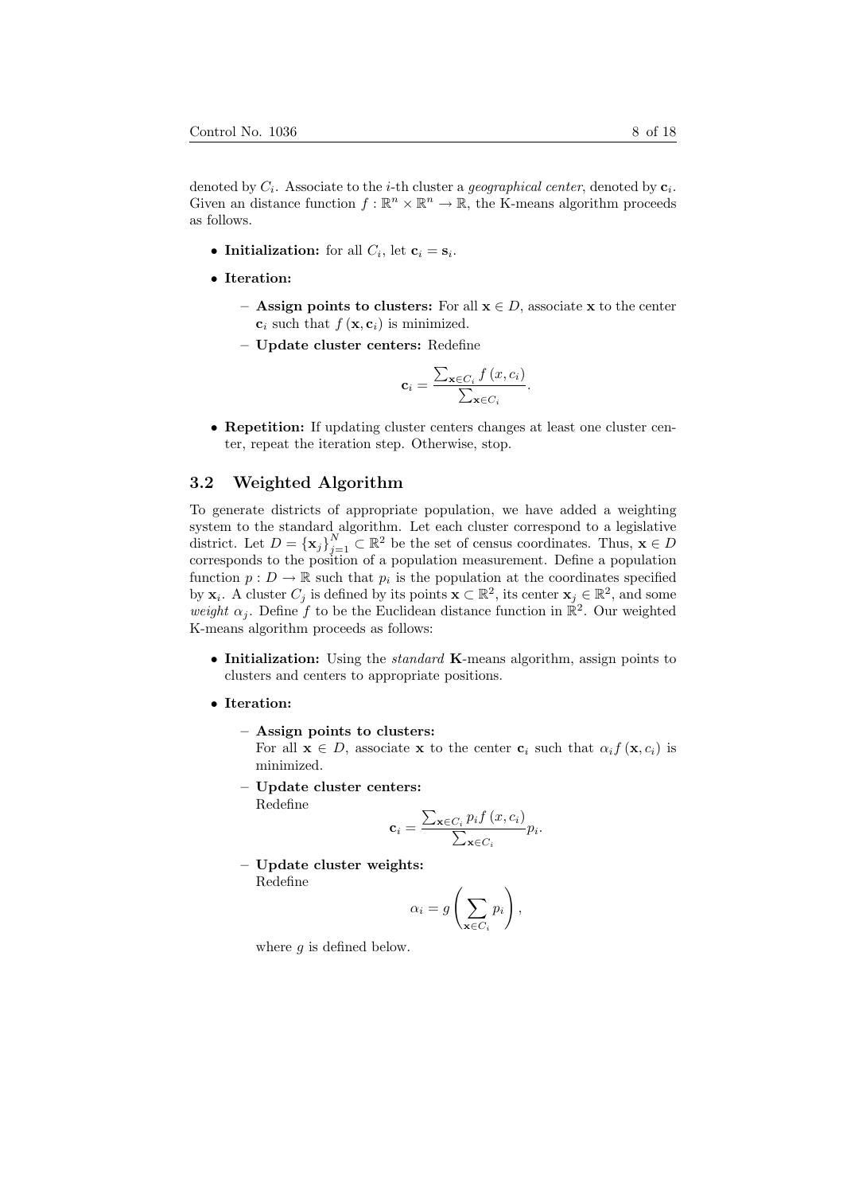denoted by $C_i$. Associate to the $i$-th cluster a *geographical center*, denoted by $\mathbf{c}_i$. Given an distance function $f : \mathbb{R}^n \times \mathbb{R}^n \to \mathbb{R}$, the K-means algorithm proceeds as follows.

- **Initialization:** for all $C_i$, let $\mathbf{c}_i = \mathbf{s}_i$.
- **Iteration:**
  - **Assign points to clusters:** For all $\mathbf{x} \in D$, associate $\mathbf{x}$ to the center $\mathbf{c}_i$ such that $f(\mathbf{x}, \mathbf{c}_i)$ is minimized.
  - **Update cluster centers:** Redefine

$$\mathbf{c}_i = \frac{\sum_{\mathbf{x} \in C_i} f(x, c_i)}{\sum_{\mathbf{x} \in C_i}}.$$

- **Repetition:** If updating cluster centers changes at least one cluster center, repeat the iteration step. Otherwise, stop.

## 3.2 Weighted Algorithm

To generate districts of appropriate population, we have added a weighting system to the standard algorithm. Let each cluster correspond to a legislative district. Let $D = \{\mathbf{x}_j\}_{j=1}^{N} \subset \mathbb{R}^2$ be the set of census coordinates. Thus, $\mathbf{x} \in D$ corresponds to the position of a population measurement. Define a population function $p : D \to \mathbb{R}$ such that $p_i$ is the population at the coordinates specified by $\mathbf{x}_i$. A cluster $C_j$ is defined by its points $\mathbf{x} \subset \mathbb{R}^2$, its center $\mathbf{x}_j \in \mathbb{R}^2$, and some *weight* $\alpha_j$. Define $f$ to be the Euclidean distance function in $\mathbb{R}^2$. Our weighted K-means algorithm proceeds as follows:

- **Initialization:** Using the *standard* **K**-means algorithm, assign points to clusters and centers to appropriate positions.
- **Iteration:**
  - **Assign points to clusters:**
    For all $\mathbf{x} \in D$, associate $\mathbf{x}$ to the center $\mathbf{c}_i$ such that $\alpha_i f(\mathbf{x}, c_i)$ is minimized.
  - **Update cluster centers:**
    Redefine

$$\mathbf{c}_i = \frac{\sum_{\mathbf{x} \in C_i} p_i f(x, c_i)}{\sum_{\mathbf{x} \in C_i}} p_i.$$

  - **Update cluster weights:**
    Redefine

$$\alpha_i = g\left(\sum_{\mathbf{x} \in C_i} p_i\right),$$

    where $g$ is defined below.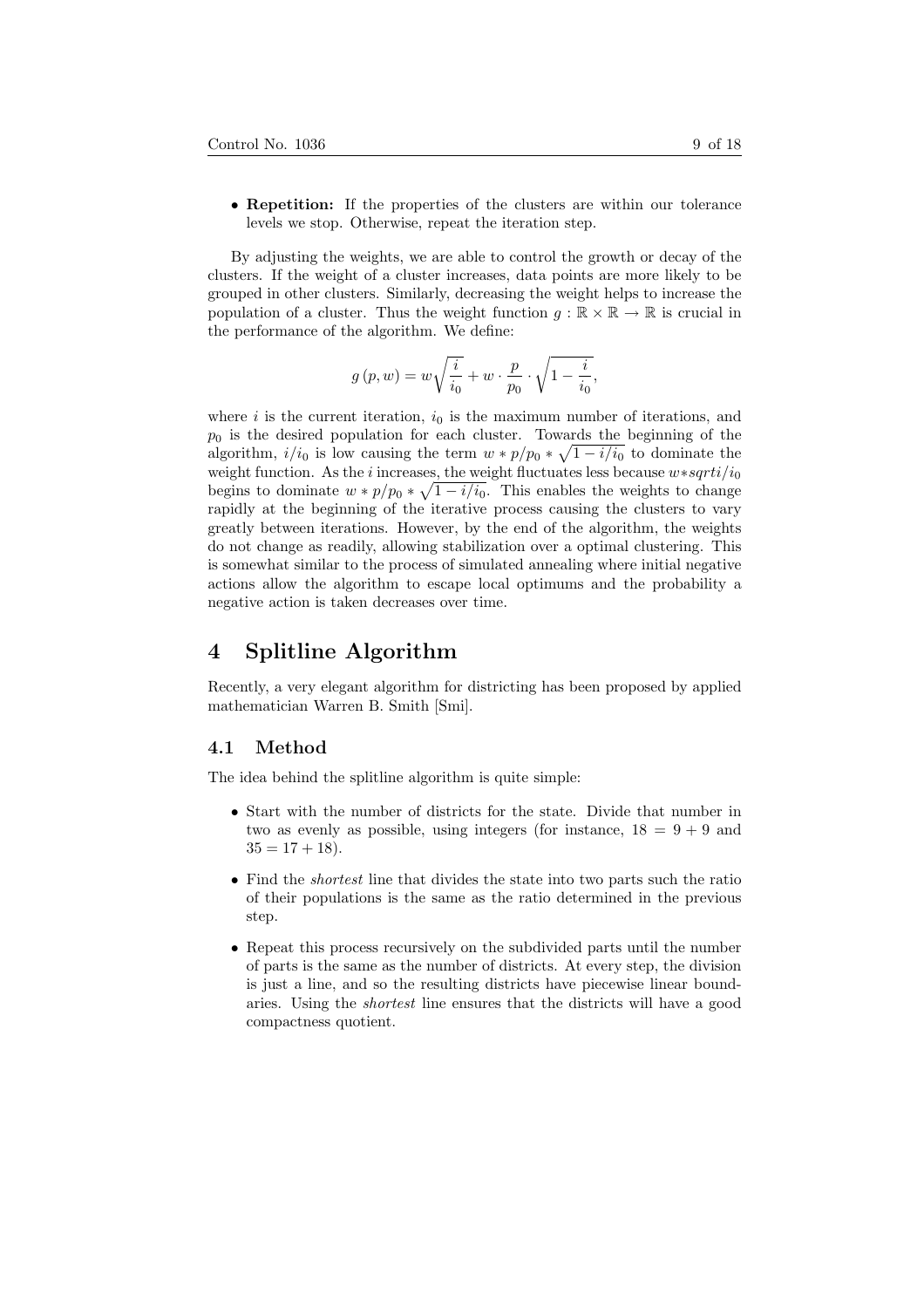- **Repetition:** If the properties of the clusters are within our tolerance levels we stop. Otherwise, repeat the iteration step.

By adjusting the weights, we are able to control the growth or decay of the clusters. If the weight of a cluster increases, data points are more likely to be grouped in other clusters. Similarly, decreasing the weight helps to increase the population of a cluster. Thus the weight function $g : \mathbb{R} \times \mathbb{R} \to \mathbb{R}$ is crucial in the performance of the algorithm. We define:

$$g(p, w) = w\sqrt{\frac{i}{i_0}} + w \cdot \frac{p}{p_0} \cdot \sqrt{1 - \frac{i}{i_0}},$$

where $i$ is the current iteration, $i_0$ is the maximum number of iterations, and $p_0$ is the desired population for each cluster. Towards the beginning of the algorithm, $i/i_0$ is low causing the term $w * p/p_0 * \sqrt{1 - i/i_0}$ to dominate the weight function. As the $i$ increases, the weight fluctuates less because $w * sqrt i/i_0$ begins to dominate $w * p/p_0 * \sqrt{1 - i/i_0}$. This enables the weights to change rapidly at the beginning of the iterative process causing the clusters to vary greatly between iterations. However, by the end of the algorithm, the weights do not change as readily, allowing stabilization over a optimal clustering. This is somewhat similar to the process of simulated annealing where initial negative actions allow the algorithm to escape local optimums and the probability a negative action is taken decreases over time.

# 4 Splitline Algorithm

Recently, a very elegant algorithm for districting has been proposed by applied mathematician Warren B. Smith [Smi].

## 4.1 Method

The idea behind the splitline algorithm is quite simple:

- Start with the number of districts for the state. Divide that number in two as evenly as possible, using integers (for instance, $18 = 9 + 9$ and $35 = 17 + 18$).
- Find the *shortest* line that divides the state into two parts such the ratio of their populations is the same as the ratio determined in the previous step.
- Repeat this process recursively on the subdivided parts until the number of parts is the same as the number of districts. At every step, the division is just a line, and so the resulting districts have piecewise linear boundaries. Using the *shortest* line ensures that the districts will have a good compactness quotient.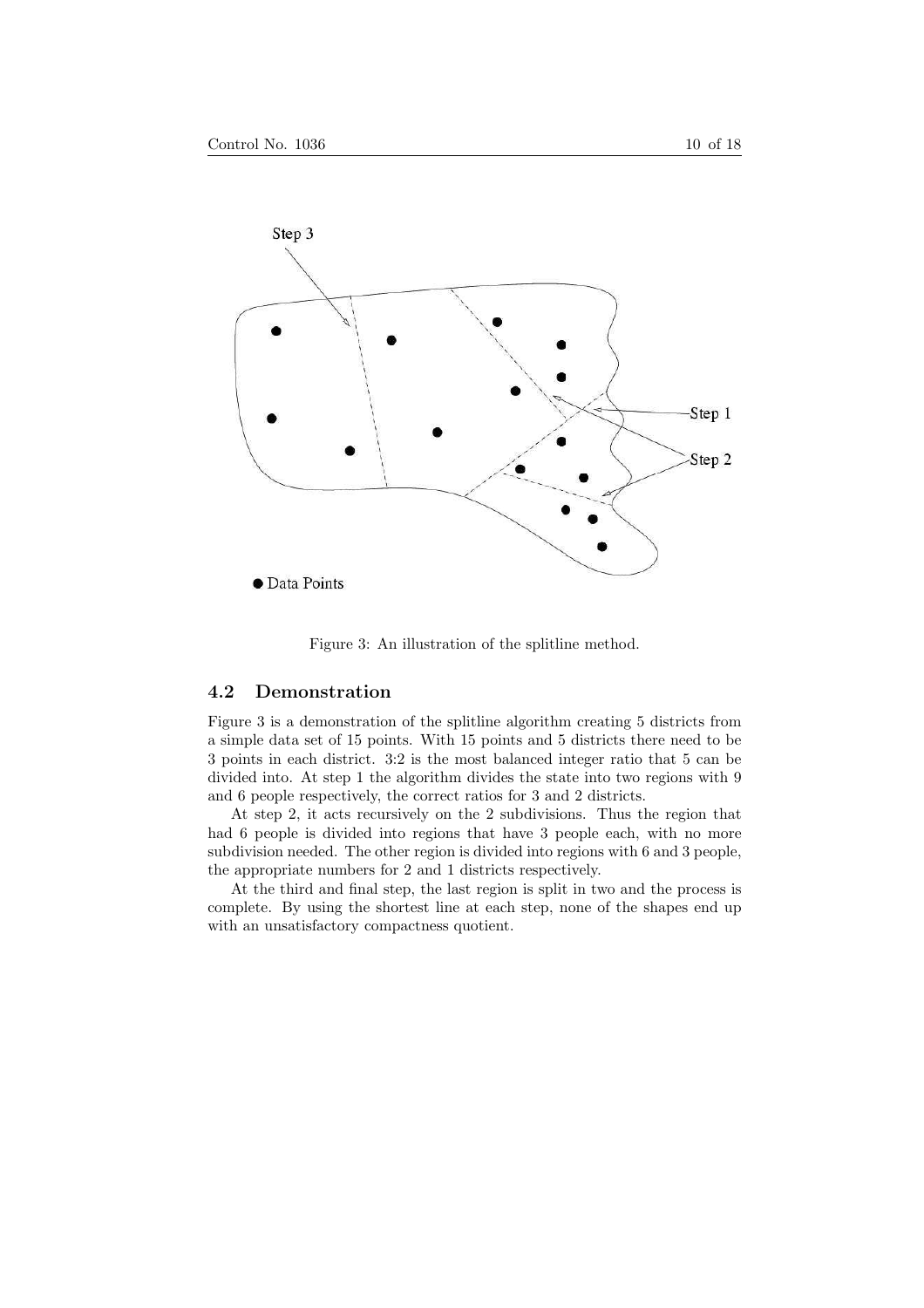Figure 3: An illustration of the splitline method.

### 4.2 Demonstration

Figure 3 is a demonstration of the splitline algorithm creating 5 districts from a simple data set of 15 points. With 15 points and 5 districts there need to be 3 points in each district. 3:2 is the most balanced integer ratio that 5 can be divided into. At step 1 the algorithm divides the state into two regions with 9 and 6 people respectively, the correct ratios for 3 and 2 districts.

At step 2, it acts recursively on the 2 subdivisions. Thus the region that had 6 people is divided into regions that have 3 people each, with no more subdivision needed. The other region is divided into regions with 6 and 3 people, the appropriate numbers for 2 and 1 districts respectively.

At the third and final step, the last region is split in two and the process is complete. By using the shortest line at each step, none of the shapes end up with an unsatisfactory compactness quotient.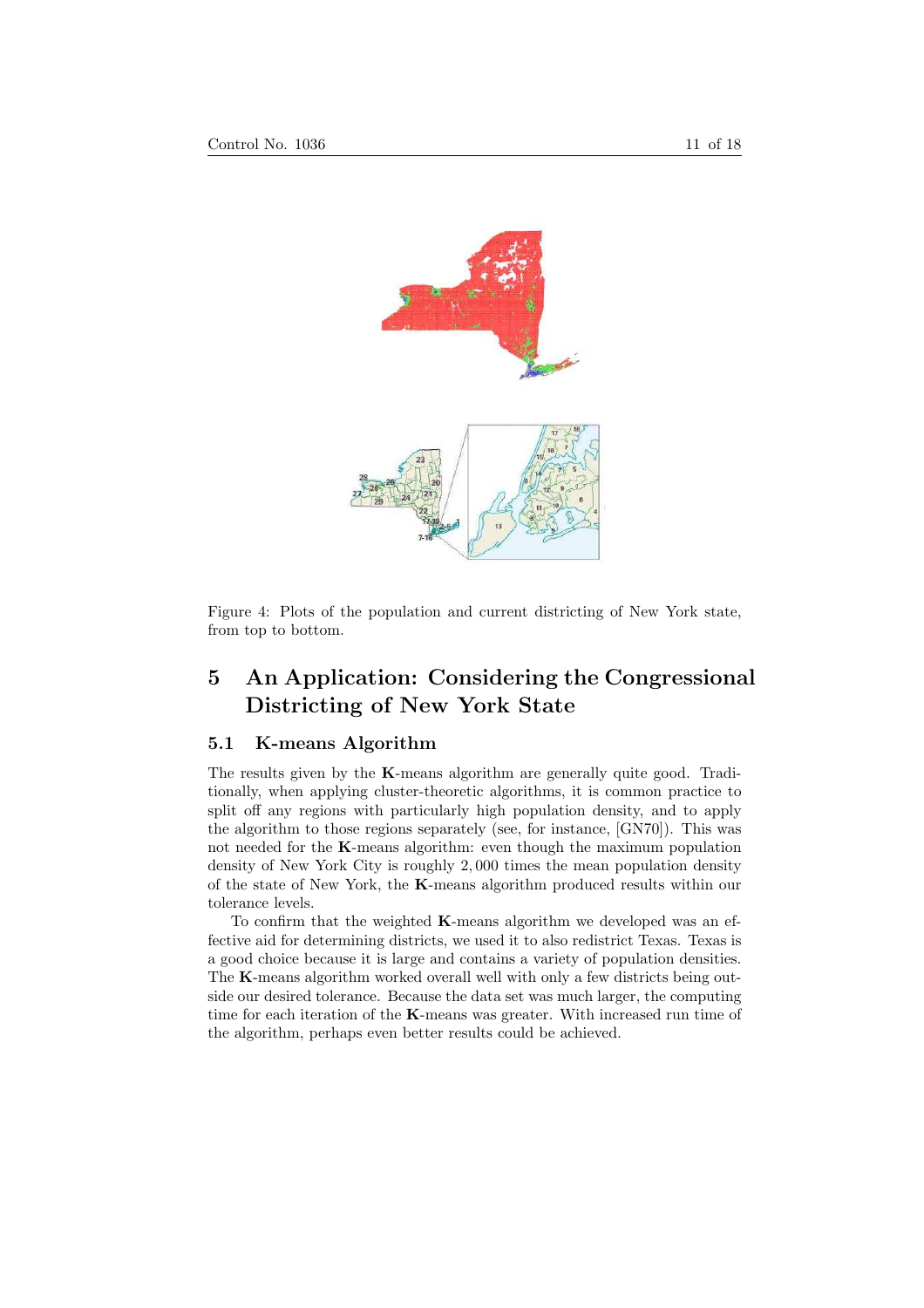Figure 4: Plots of the population and current districting of New York state, from top to bottom.

## 5 An Application: Considering the Congressional Districting of New York State

### 5.1 K-means Algorithm

The results given by the **K**-means algorithm are generally quite good. Traditionally, when applying cluster-theoretic algorithms, it is common practice to split off any regions with particularly high population density, and to apply the algorithm to those regions separately (see, for instance, [GN70]). This was not needed for the **K**-means algorithm: even though the maximum population density of New York City is roughly 2,000 times the mean population density of the state of New York, the **K**-means algorithm produced results within our tolerance levels.

To confirm that the weighted **K**-means algorithm we developed was an effective aid for determining districts, we used it to also redistrict Texas. Texas is a good choice because it is large and contains a variety of population densities. The **K**-means algorithm worked overall well with only a few districts being outside our desired tolerance. Because the data set was much larger, the computing time for each iteration of the **K**-means was greater. With increased run time of the algorithm, perhaps even better results could be achieved.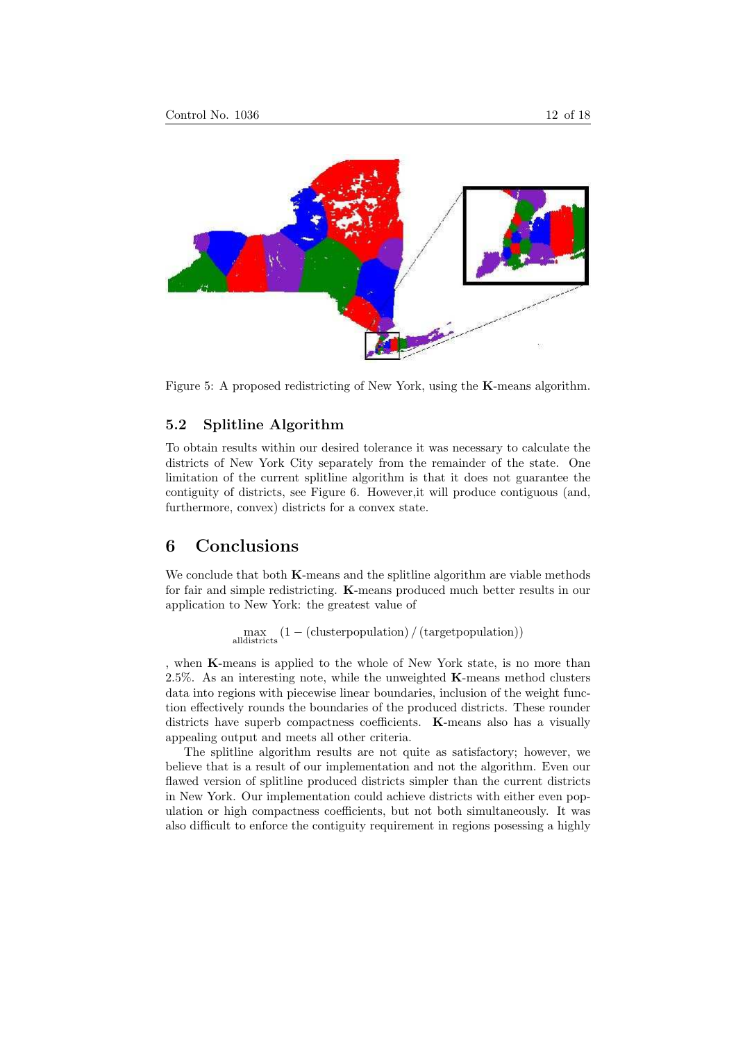Figure 5: A proposed redistricting of New York, using the **K**-means algorithm.

### 5.2 Splitline Algorithm

To obtain results within our desired tolerance it was necessary to calculate the districts of New York City separately from the remainder of the state. One limitation of the current splitline algorithm is that it does not guarantee the contiguity of districts, see Figure 6. However,it will produce contiguous (and, furthermore, convex) districts for a convex state.

## 6 Conclusions

We conclude that both **K**-means and the splitline algorithm are viable methods for fair and simple redistricting. **K**-means produced much better results in our application to New York: the greatest value of

$$\max_{\text{alldistricts}} (1 - (\text{clusterpopulation}) \, / \, (\text{targetpopulation}))$$

, when **K**-means is applied to the whole of New York state, is no more than 2.5%. As an interesting note, while the unweighted **K**-means method clusters data into regions with piecewise linear boundaries, inclusion of the weight function effectively rounds the boundaries of the produced districts. These rounder districts have superb compactness coefficients. **K**-means also has a visually appealing output and meets all other criteria.

The splitline algorithm results are not quite as satisfactory; however, we believe that is a result of our implementation and not the algorithm. Even our flawed version of splitline produced districts simpler than the current districts in New York. Our implementation could achieve districts with either even population or high compactness coefficients, but not both simultaneously. It was also difficult to enforce the contiguity requirement in regions posessing a highly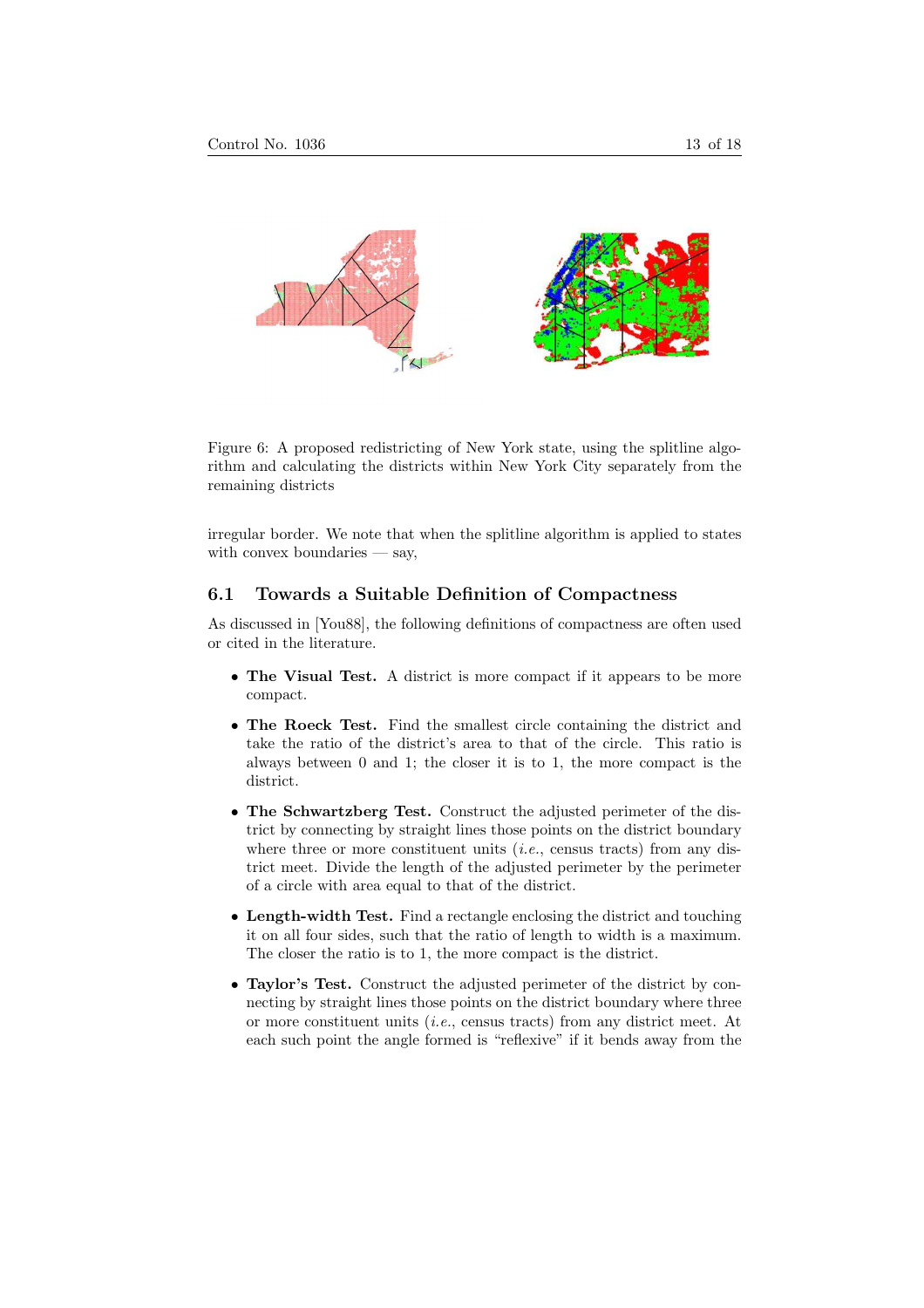Figure 6: A proposed redistricting of New York state, using the splitline algorithm and calculating the districts within New York City separately from the remaining districts

irregular border. We note that when the splitline algorithm is applied to states with convex boundaries — say,

## 6.1 Towards a Suitable Definition of Compactness

As discussed in [You88], the following definitions of compactness are often used or cited in the literature.

- **The Visual Test.** A district is more compact if it appears to be more compact.
- **The Roeck Test.** Find the smallest circle containing the district and take the ratio of the district's area to that of the circle. This ratio is always between 0 and 1; the closer it is to 1, the more compact is the district.
- **The Schwartzberg Test.** Construct the adjusted perimeter of the district by connecting by straight lines those points on the district boundary where three or more constituent units (*i.e.*, census tracts) from any district meet. Divide the length of the adjusted perimeter by the perimeter of a circle with area equal to that of the district.
- **Length-width Test.** Find a rectangle enclosing the district and touching it on all four sides, such that the ratio of length to width is a maximum. The closer the ratio is to 1, the more compact is the district.
- **Taylor's Test.** Construct the adjusted perimeter of the district by connecting by straight lines those points on the district boundary where three or more constituent units (*i.e.*, census tracts) from any district meet. At each such point the angle formed is "reflexive" if it bends away from the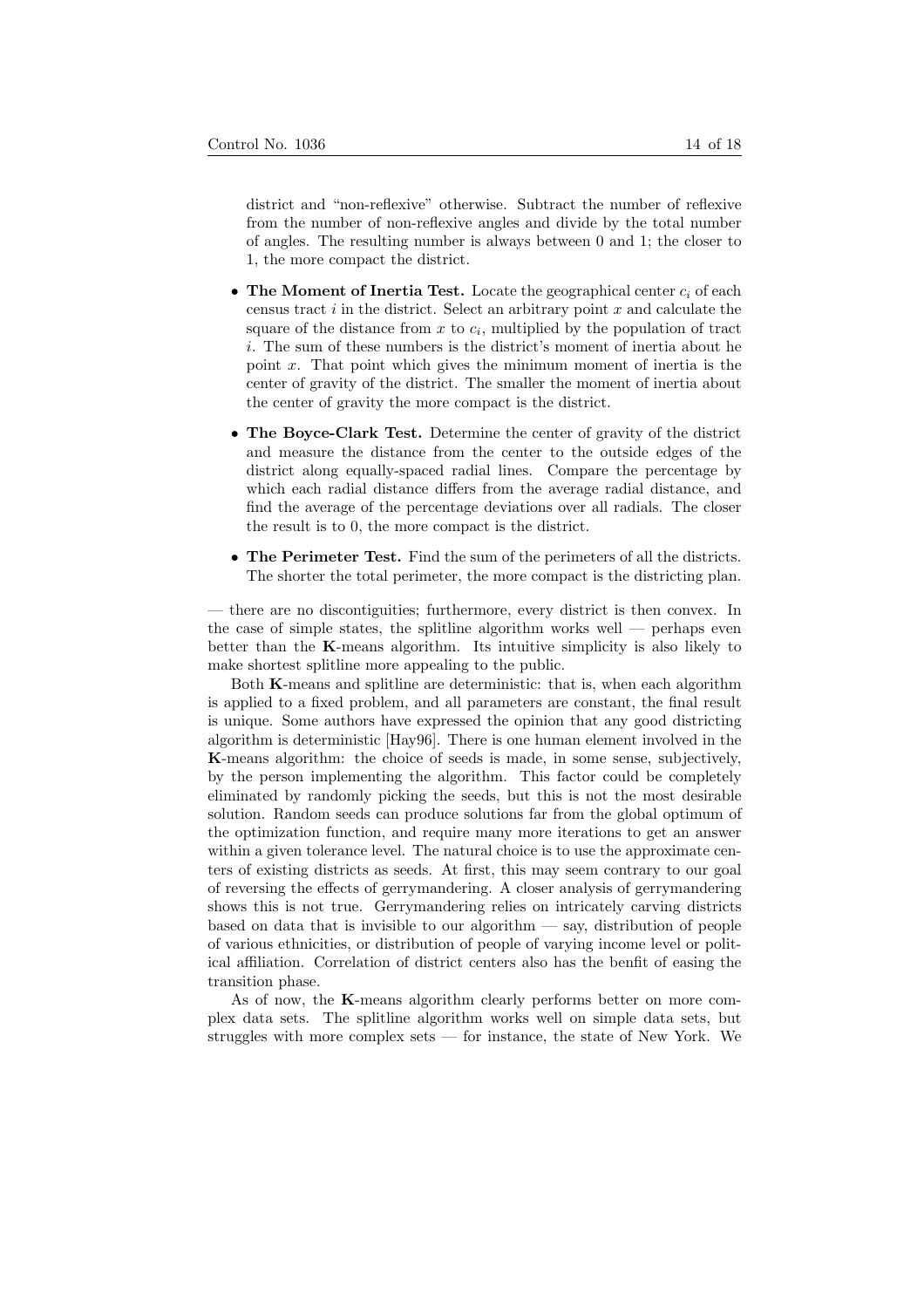district and "non-reflexive" otherwise. Subtract the number of reflexive from the number of non-reflexive angles and divide by the total number of angles. The resulting number is always between 0 and 1; the closer to 1, the more compact the district.

- **The Moment of Inertia Test.** Locate the geographical center $c_i$ of each census tract $i$ in the district. Select an arbitrary point $x$ and calculate the square of the distance from $x$ to $c_i$, multiplied by the population of tract $i$. The sum of these numbers is the district's moment of inertia about he point $x$. That point which gives the minimum moment of inertia is the center of gravity of the district. The smaller the moment of inertia about the center of gravity the more compact is the district.

- **The Boyce-Clark Test.** Determine the center of gravity of the district and measure the distance from the center to the outside edges of the district along equally-spaced radial lines. Compare the percentage by which each radial distance differs from the average radial distance, and find the average of the percentage deviations over all radials. The closer the result is to 0, the more compact is the district.

- **The Perimeter Test.** Find the sum of the perimeters of all the districts. The shorter the total perimeter, the more compact is the districting plan.

— there are no discontiguities; furthermore, every district is then convex. In the case of simple states, the splitline algorithm works well — perhaps even better than the **K**-means algorithm. Its intuitive simplicity is also likely to make shortest splitline more appealing to the public.

Both **K**-means and splitline are deterministic: that is, when each algorithm is applied to a fixed problem, and all parameters are constant, the final result is unique. Some authors have expressed the opinion that any good districting algorithm is deterministic [Hay96]. There is one human element involved in the **K**-means algorithm: the choice of seeds is made, in some sense, subjectively, by the person implementing the algorithm. This factor could be completely eliminated by randomly picking the seeds, but this is not the most desirable solution. Random seeds can produce solutions far from the global optimum of the optimization function, and require many more iterations to get an answer within a given tolerance level. The natural choice is to use the approximate centers of existing districts as seeds. At first, this may seem contrary to our goal of reversing the effects of gerrymandering. A closer analysis of gerrymandering shows this is not true. Gerrymandering relies on intricately carving districts based on data that is invisible to our algorithm — say, distribution of people of various ethnicities, or distribution of people of varying income level or political affiliation. Correlation of district centers also has the benfit of easing the transition phase.

As of now, the **K**-means algorithm clearly performs better on more complex data sets. The splitline algorithm works well on simple data sets, but struggles with more complex sets — for instance, the state of New York. We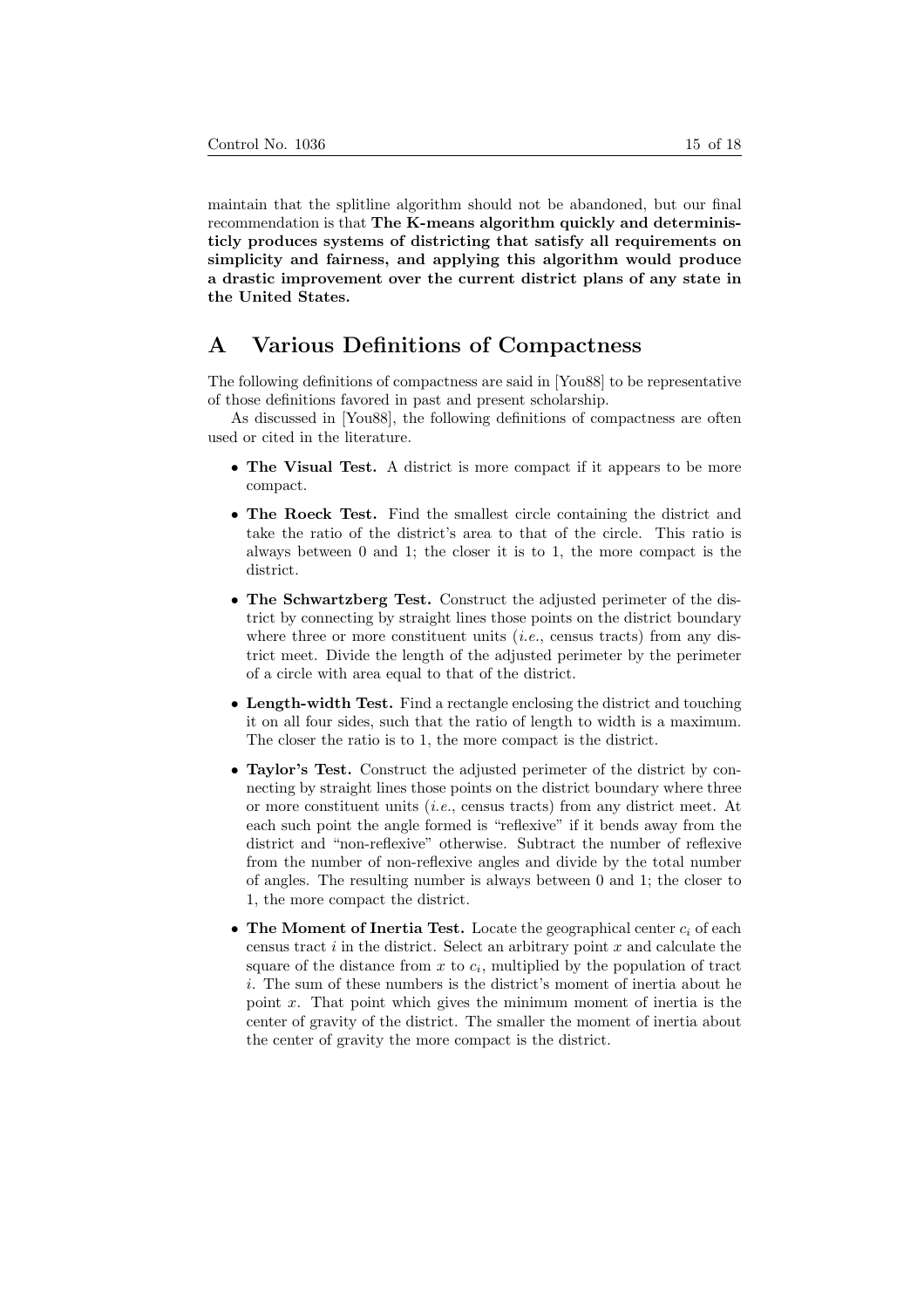maintain that the splitline algorithm should not be abandoned, but our final recommendation is that **The K-means algorithm quickly and deterministicly produces systems of districting that satisfy all requirements on simplicity and fairness, and applying this algorithm would produce a drastic improvement over the current district plans of any state in the United States.**

# A Various Definitions of Compactness

The following definitions of compactness are said in [You88] to be representative of those definitions favored in past and present scholarship.

As discussed in [You88], the following definitions of compactness are often used or cited in the literature.

- **The Visual Test.** A district is more compact if it appears to be more compact.
- **The Roeck Test.** Find the smallest circle containing the district and take the ratio of the district's area to that of the circle. This ratio is always between 0 and 1; the closer it is to 1, the more compact is the district.
- **The Schwartzberg Test.** Construct the adjusted perimeter of the district by connecting by straight lines those points on the district boundary where three or more constituent units (*i.e.*, census tracts) from any district meet. Divide the length of the adjusted perimeter by the perimeter of a circle with area equal to that of the district.
- **Length-width Test.** Find a rectangle enclosing the district and touching it on all four sides, such that the ratio of length to width is a maximum. The closer the ratio is to 1, the more compact is the district.
- **Taylor's Test.** Construct the adjusted perimeter of the district by connecting by straight lines those points on the district boundary where three or more constituent units (*i.e.*, census tracts) from any district meet. At each such point the angle formed is "reflexive" if it bends away from the district and "non-reflexive" otherwise. Subtract the number of reflexive from the number of non-reflexive angles and divide by the total number of angles. The resulting number is always between 0 and 1; the closer to 1, the more compact the district.
- **The Moment of Inertia Test.** Locate the geographical center $c_i$ of each census tract $i$ in the district. Select an arbitrary point $x$ and calculate the square of the distance from $x$ to $c_i$, multiplied by the population of tract $i$. The sum of these numbers is the district's moment of inertia about he point $x$. That point which gives the minimum moment of inertia is the center of gravity of the district. The smaller the moment of inertia about the center of gravity the more compact is the district.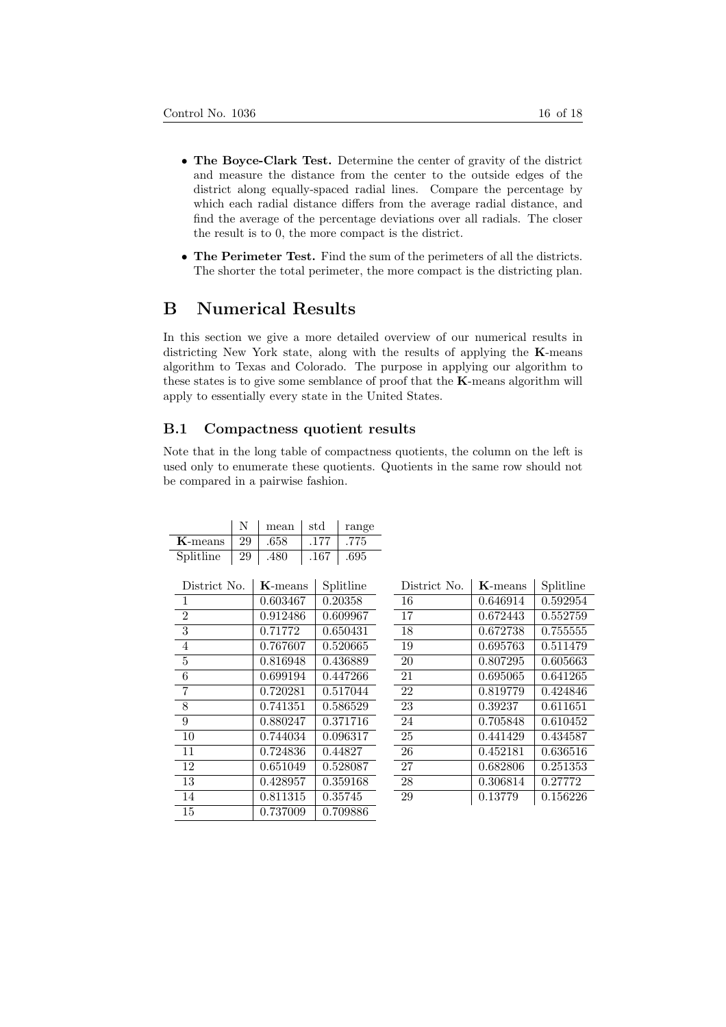- **The Boyce-Clark Test.** Determine the center of gravity of the district and measure the distance from the center to the outside edges of the district along equally-spaced radial lines. Compare the percentage by which each radial distance differs from the average radial distance, and find the average of the percentage deviations over all radials. The closer the result is to 0, the more compact is the district.
- **The Perimeter Test.** Find the sum of the perimeters of all the districts. The shorter the total perimeter, the more compact is the districting plan.

# B Numerical Results

In this section we give a more detailed overview of our numerical results in districting New York state, along with the results of applying the **K**-means algorithm to Texas and Colorado. The purpose in applying our algorithm to these states is to give some semblance of proof that the **K**-means algorithm will apply to essentially every state in the United States.

## B.1 Compactness quotient results

Note that in the long table of compactness quotients, the column on the left is used only to enumerate these quotients. Quotients in the same row should not be compared in a pairwise fashion.

| | N | mean | std | range |
|---|---|---|---|---|
| **K**-means | 29 | .658 | .177 | .775 |
| Splitline | 29 | .480 | .167 | .695 |

| District No. | **K**-means | Splitline |
|---|---|---|
| 1 | 0.603467 | 0.20358 |
| 2 | 0.912486 | 0.609967 |
| 3 | 0.71772 | 0.650431 |
| 4 | 0.767607 | 0.520665 |
| 5 | 0.816948 | 0.436889 |
| 6 | 0.699194 | 0.447266 |
| 7 | 0.720281 | 0.517044 |
| 8 | 0.741351 | 0.586529 |
| 9 | 0.880247 | 0.371716 |
| 10 | 0.744034 | 0.096317 |
| 11 | 0.724836 | 0.44827 |
| 12 | 0.651049 | 0.528087 |
| 13 | 0.428957 | 0.359168 |
| 14 | 0.811315 | 0.35745 |
| 15 | 0.737009 | 0.709886 |

| District No. | **K**-means | Splitline |
|---|---|---|
| 16 | 0.646914 | 0.592954 |
| 17 | 0.672443 | 0.552759 |
| 18 | 0.672738 | 0.755555 |
| 19 | 0.695763 | 0.511479 |
| 20 | 0.807295 | 0.605663 |
| 21 | 0.695065 | 0.641265 |
| 22 | 0.819779 | 0.424846 |
| 23 | 0.39237 | 0.611651 |
| 24 | 0.705848 | 0.610452 |
| 25 | 0.441429 | 0.434587 |
| 26 | 0.452181 | 0.636516 |
| 27 | 0.682806 | 0.251353 |
| 28 | 0.306814 | 0.27772 |
| 29 | 0.13779 | 0.156226 |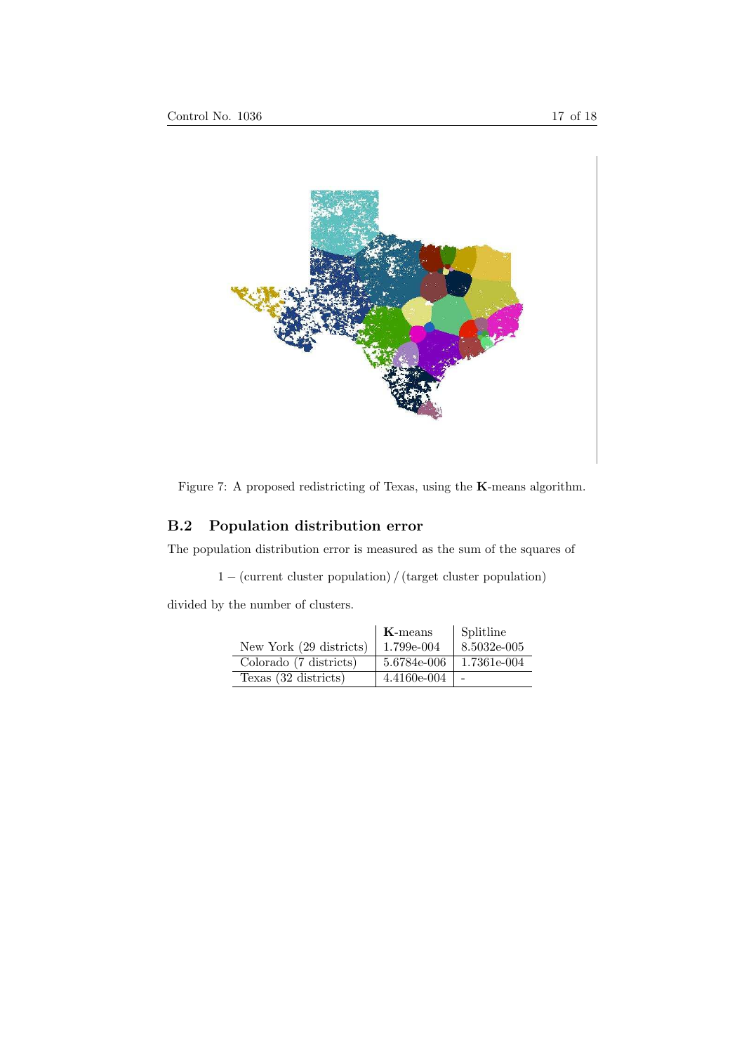Figure 7: A proposed redistricting of Texas, using the **K**-means algorithm.

## B.2 Population distribution error

The population distribution error is measured as the sum of the squares of

$$1 - (\text{current cluster population}) / (\text{target cluster population})$$

divided by the number of clusters.

| | **K**-means | Splitline |
|---|---|---|
| New York (29 districts) | 1.799e-004 | 8.5032e-005 |
| Colorado (7 districts) | 5.6784e-006 | 1.7361e-004 |
| Texas (32 districts) | 4.4160e-004 | - |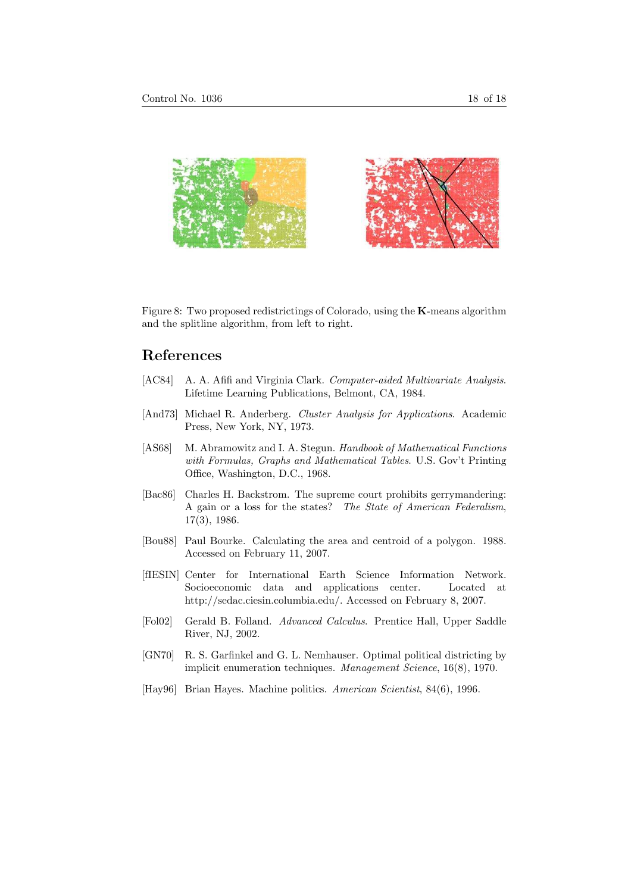Figure 8: Two proposed redistrictings of Colorado, using the **K**-means algorithm and the splitline algorithm, from left to right.

## References

[AC84] A. A. Afifi and Virginia Clark. *Computer-aided Multivariate Analysis*. Lifetime Learning Publications, Belmont, CA, 1984.

[And73] Michael R. Anderberg. *Cluster Analysis for Applications*. Academic Press, New York, NY, 1973.

[AS68] M. Abramowitz and I. A. Stegun. *Handbook of Mathematical Functions with Formulas, Graphs and Mathematical Tables*. U.S. Gov't Printing Office, Washington, D.C., 1968.

[Bac86] Charles H. Backstrom. The supreme court prohibits gerrymandering: A gain or a loss for the states? *The State of American Federalism*, 17(3), 1986.

[Bou88] Paul Bourke. Calculating the area and centroid of a polygon. 1988. Accessed on February 11, 2007.

[fIESIN] Center for International Earth Science Information Network. Socioeconomic data and applications center. Located at http://sedac.ciesin.columbia.edu/. Accessed on February 8, 2007.

[Fol02] Gerald B. Folland. *Advanced Calculus*. Prentice Hall, Upper Saddle River, NJ, 2002.

[GN70] R. S. Garfinkel and G. L. Nemhauser. Optimal political districting by implicit enumeration techniques. *Management Science*, 16(8), 1970.

[Hay96] Brian Hayes. Machine politics. *American Scientist*, 84(6), 1996.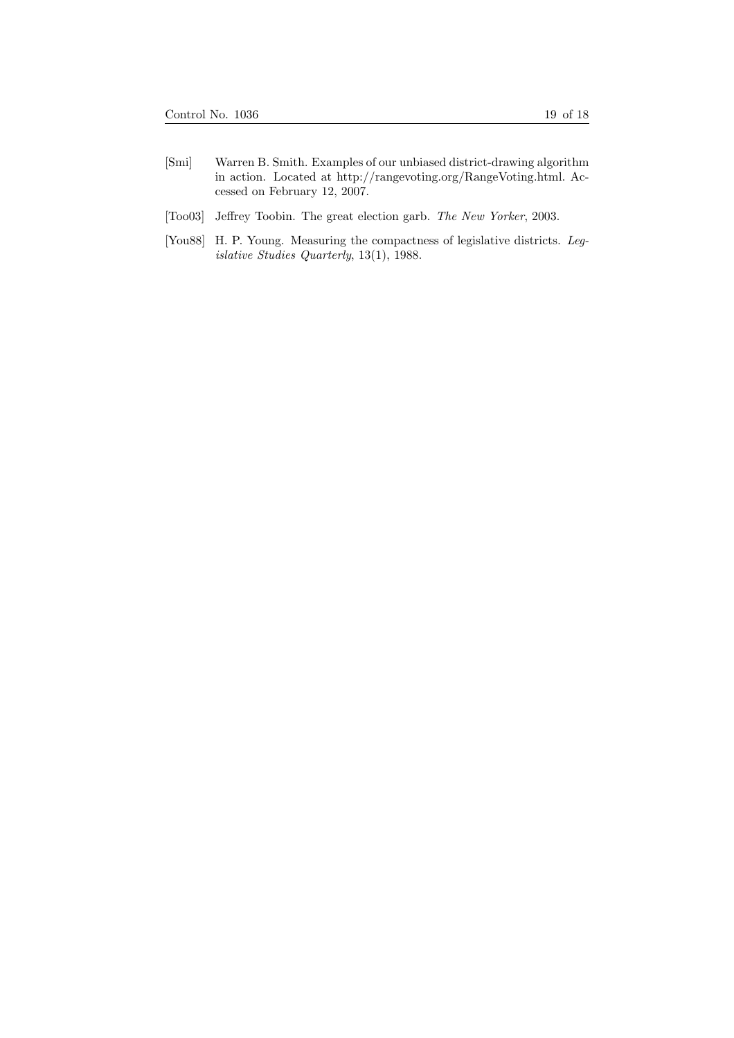[Smi] Warren B. Smith. Examples of our unbiased district-drawing algorithm in action. Located at http://rangevoting.org/RangeVoting.html. Accessed on February 12, 2007.

[Too03] Jeffrey Toobin. The great election garb. *The New Yorker*, 2003.

[You88] H. P. Young. Measuring the compactness of legislative districts. *Legislative Studies Quarterly*, 13(1), 1988.